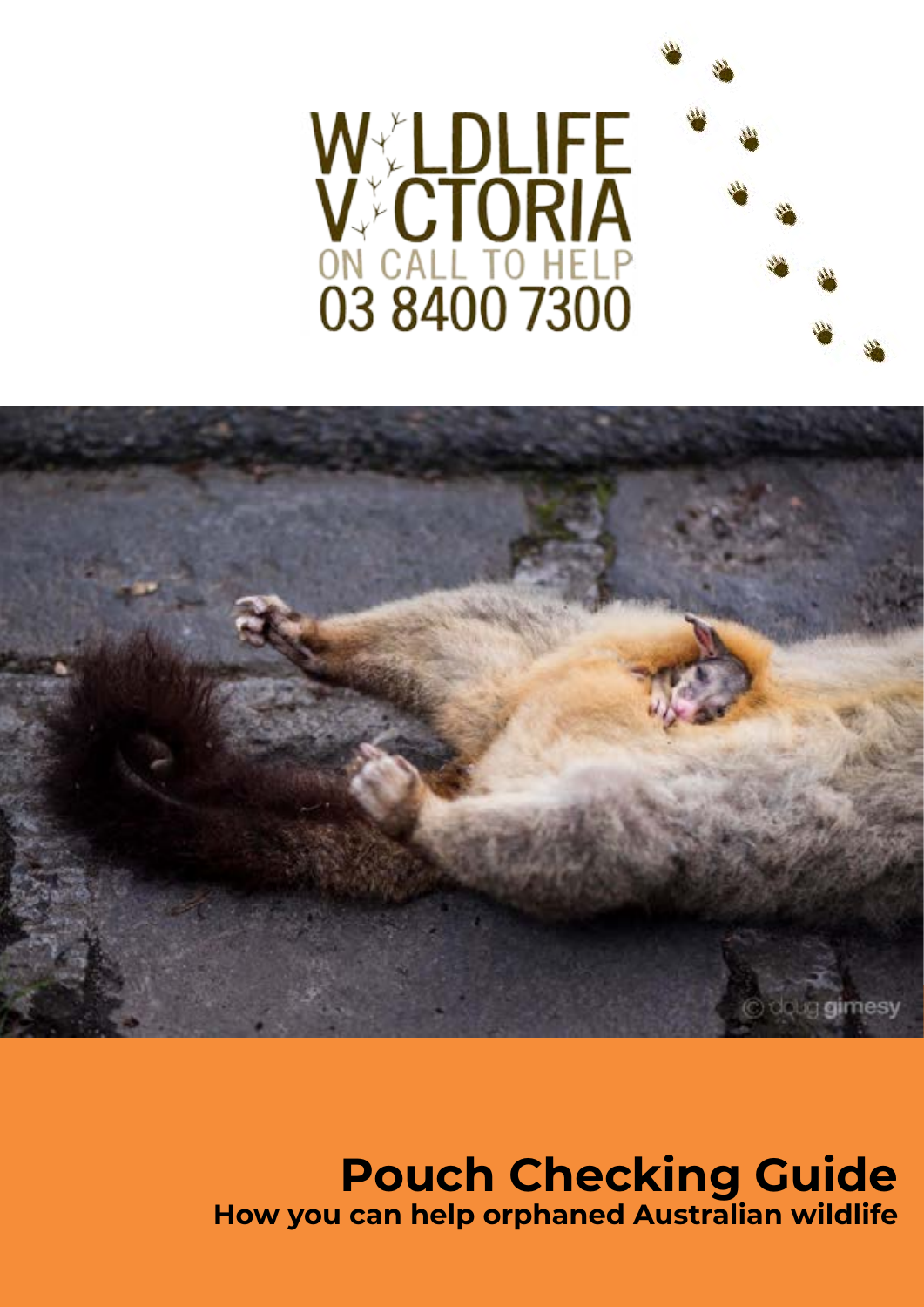WILDLIFE VICTORIA

ON CALL TO HELP

03 8400 7300

© doug gimesy

# Pouch Checking Guide

**How you can help orphaned Australian wildlife**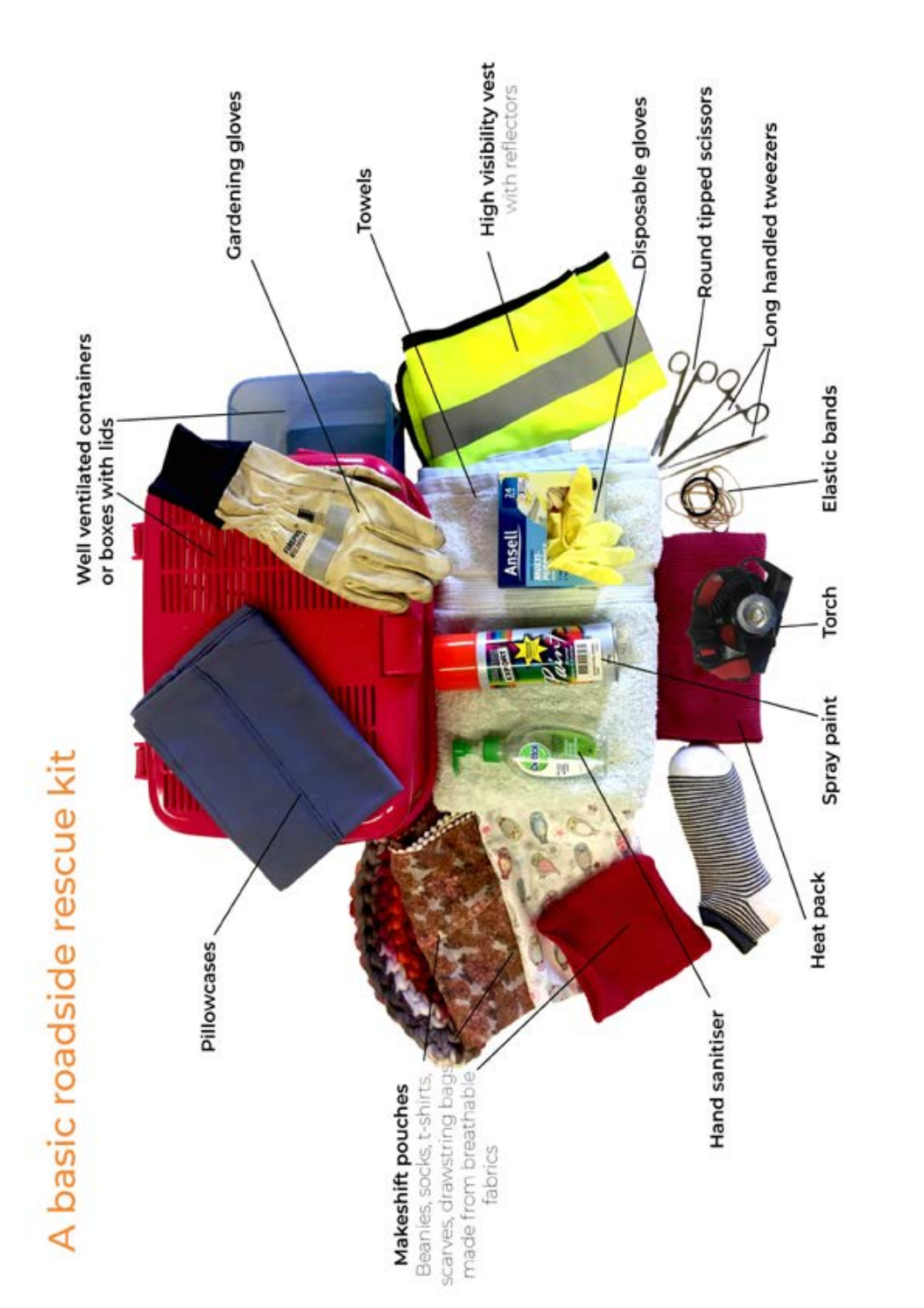# A basic roadside rescue kit

- Well ventilated containers or boxes with lids
- Gardening gloves
- Towels
- High visibility vest with reflectors
- Disposable gloves
- Round tipped scissors
- Long handled tweezers
- Elastic bands
- Torch
- Spray paint
- Heat pack
- Hand sanitiser
- Makeshift pouches
  Beanies, socks, t-shirts, scarves, drawstring bags made from breathable fabrics
- Pillowcases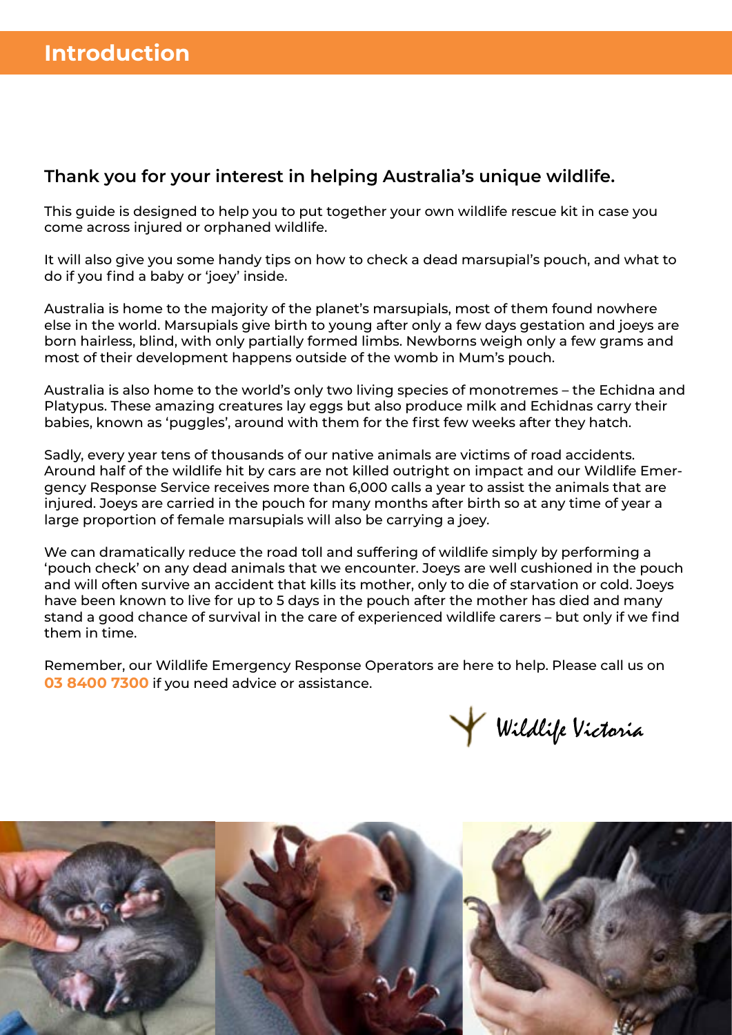# Introduction

### Thank you for your interest in helping Australia's unique wildlife.

This guide is designed to help you to put together your own wildlife rescue kit in case you come across injured or orphaned wildlife.

It will also give you some handy tips on how to check a dead marsupial's pouch, and what to do if you find a baby or 'joey' inside.

Australia is home to the majority of the planet's marsupials, most of them found nowhere else in the world. Marsupials give birth to young after only a few days gestation and joeys are born hairless, blind, with only partially formed limbs. Newborns weigh only a few grams and most of their development happens outside of the womb in Mum's pouch.

Australia is also home to the world's only two living species of monotremes – the Echidna and Platypus. These amazing creatures lay eggs but also produce milk and Echidnas carry their babies, known as 'puggles', around with them for the first few weeks after they hatch.

Sadly, every year tens of thousands of our native animals are victims of road accidents. Around half of the wildlife hit by cars are not killed outright on impact and our Wildlife Emergency Response Service receives more than 6,000 calls a year to assist the animals that are injured. Joeys are carried in the pouch for many months after birth so at any time of year a large proportion of female marsupials will also be carrying a joey.

We can dramatically reduce the road toll and suffering of wildlife simply by performing a 'pouch check' on any dead animals that we encounter. Joeys are well cushioned in the pouch and will often survive an accident that kills its mother, only to die of starvation or cold. Joeys have been known to live for up to 5 days in the pouch after the mother has died and many stand a good chance of survival in the care of experienced wildlife carers – but only if we find them in time.

Remember, our Wildlife Emergency Response Operators are here to help. Please call us on **03 8400 7300** if you need advice or assistance.

Wildlife Victoria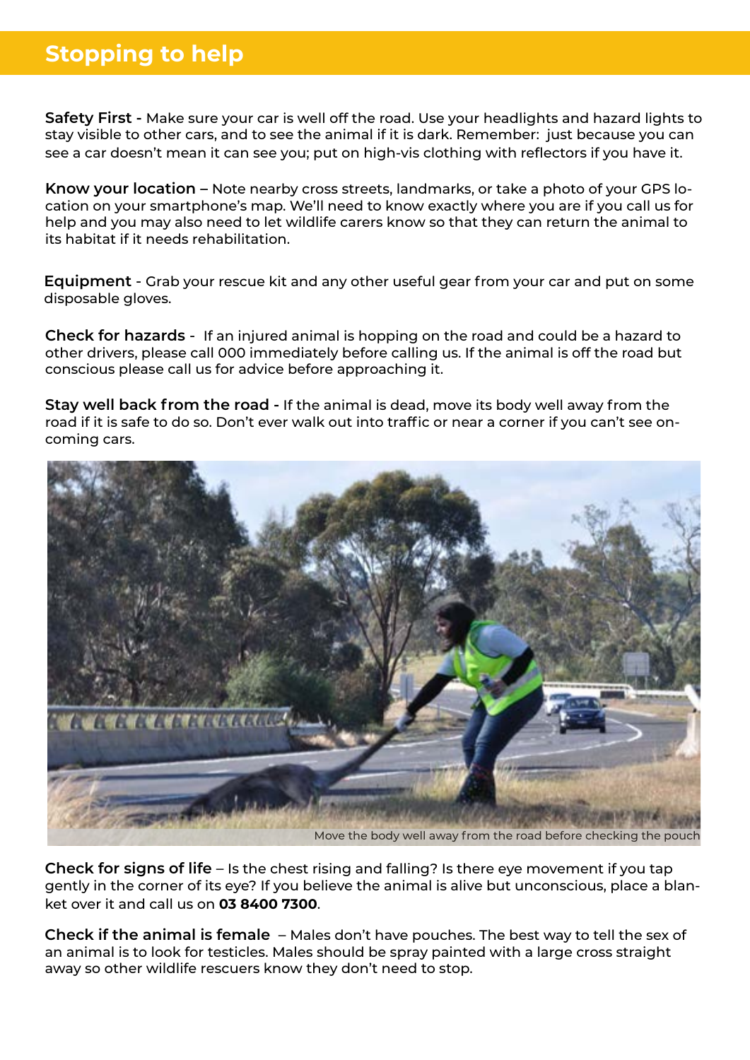## Stopping to help

**Safety First** - Make sure your car is well off the road. Use your headlights and hazard lights to stay visible to other cars, and to see the animal if it is dark. Remember: just because you can see a car doesn't mean it can see you; put on high-vis clothing with reflectors if you have it.

**Know your location** – Note nearby cross streets, landmarks, or take a photo of your GPS location on your smartphone's map. We'll need to know exactly where you are if you call us for help and you may also need to let wildlife carers know so that they can return the animal to its habitat if it needs rehabilitation.

**Equipment** - Grab your rescue kit and any other useful gear from your car and put on some disposable gloves.

**Check for hazards** - If an injured animal is hopping on the road and could be a hazard to other drivers, please call 000 immediately before calling us. If the animal is off the road but conscious please call us for advice before approaching it.

**Stay well back from the road** - If the animal is dead, move its body well away from the road if it is safe to do so. Don't ever walk out into traffic or near a corner if you can't see oncoming cars.

Move the body well away from the road before checking the pouch

**Check for signs of life** – Is the chest rising and falling? Is there eye movement if you tap gently in the corner of its eye? If you believe the animal is alive but unconscious, place a blanket over it and call us on **03 8400 7300**.

**Check if the animal is female** – Males don't have pouches. The best way to tell the sex of an animal is to look for testicles. Males should be spray painted with a large cross straight away so other wildlife rescuers know they don't need to stop.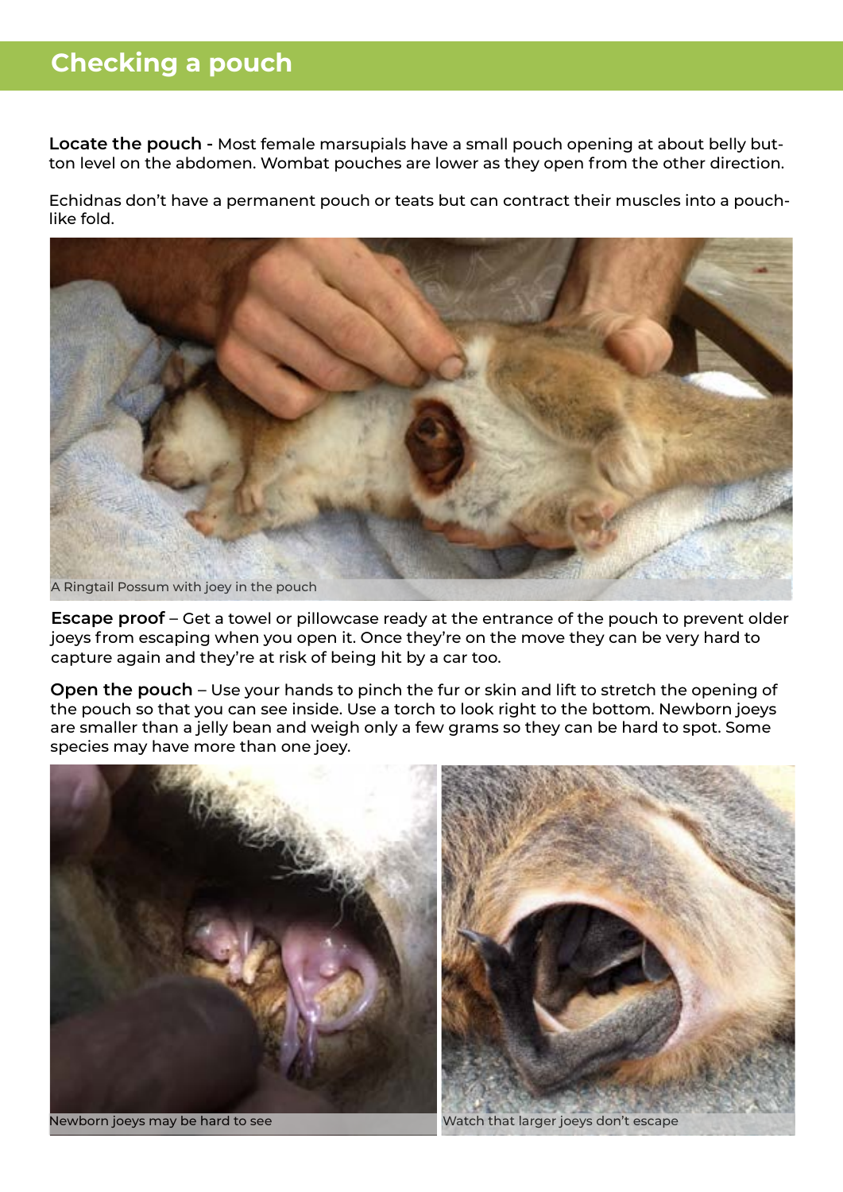## Checking a pouch

**Locate the pouch -** Most female marsupials have a small pouch opening at about belly button level on the abdomen. Wombat pouches are lower as they open from the other direction.

Echidnas don't have a permanent pouch or teats but can contract their muscles into a pouch-like fold.

A Ringtail Possum with joey in the pouch

**Escape proof** – Get a towel or pillowcase ready at the entrance of the pouch to prevent older joeys from escaping when you open it. Once they're on the move they can be very hard to capture again and they're at risk of being hit by a car too.

**Open the pouch** – Use your hands to pinch the fur or skin and lift to stretch the opening of the pouch so that you can see inside. Use a torch to look right to the bottom. Newborn joeys are smaller than a jelly bean and weigh only a few grams so they can be hard to spot. Some species may have more than one joey.

Newborn joeys may be hard to see

Watch that larger joeys don't escape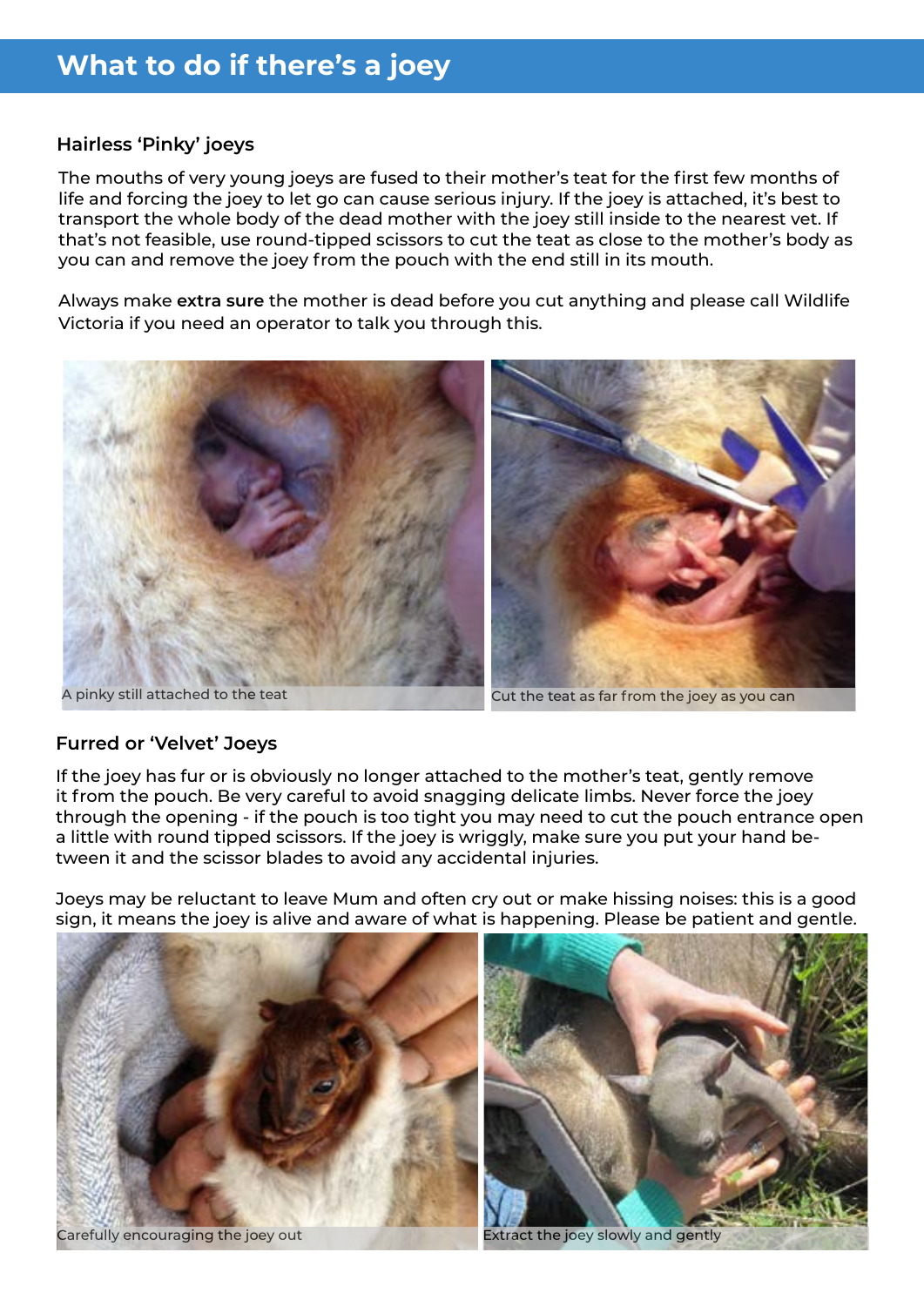# What to do if there's a joey

### Hairless 'Pinky' joeys

The mouths of very young joeys are fused to their mother's teat for the first few months of life and forcing the joey to let go can cause serious injury. If the joey is attached, it's best to transport the whole body of the dead mother with the joey still inside to the nearest vet. If that's not feasible, use round-tipped scissors to cut the teat as close to the mother's body as you can and remove the joey from the pouch with the end still in its mouth.

Always make **extra sure** the mother is dead before you cut anything and please call Wildlife Victoria if you need an operator to talk you through this.

A pinky still attached to the teat

Cut the teat as far from the joey as you can

### Furred or 'Velvet' Joeys

If the joey has fur or is obviously no longer attached to the mother's teat, gently remove it from the pouch. Be very careful to avoid snagging delicate limbs. Never force the joey through the opening - if the pouch is too tight you may need to cut the pouch entrance open a little with round tipped scissors. If the joey is wriggly, make sure you put your hand between it and the scissor blades to avoid any accidental injuries.

Joeys may be reluctant to leave Mum and often cry out or make hissing noises: this is a good sign, it means the joey is alive and aware of what is happening. Please be patient and gentle.

Carefully encouraging the joey out

Extract the joey slowly and gently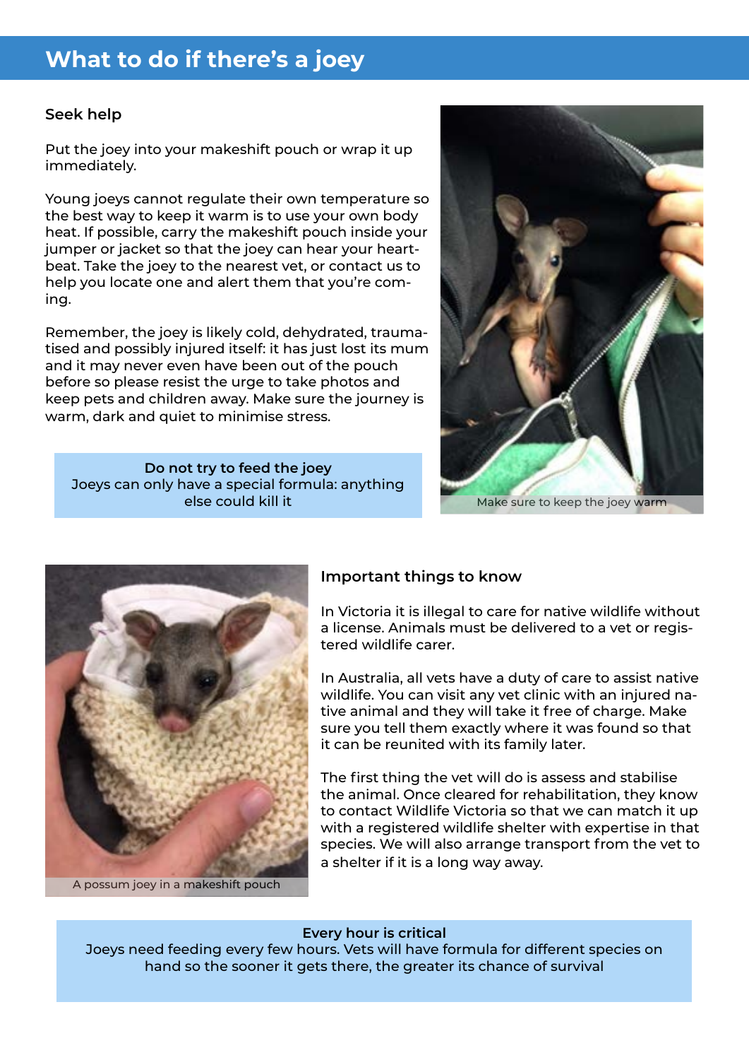## What to do if there's a joey

### Seek help

Put the joey into your makeshift pouch or wrap it up immediately.

Young joeys cannot regulate their own temperature so the best way to keep it warm is to use your own body heat. If possible, carry the makeshift pouch inside your jumper or jacket so that the joey can hear your heartbeat. Take the joey to the nearest vet, or contact us to help you locate one and alert them that you're coming.

Remember, the joey is likely cold, dehydrated, traumatised and possibly injured itself: it has just lost its mum and it may never even have been out of the pouch before so please resist the urge to take photos and keep pets and children away. Make sure the journey is warm, dark and quiet to minimise stress.

**Do not try to feed the joey**
Joeys can only have a special formula: anything else could kill it

Make sure to keep the joey warm

A possum joey in a makeshift pouch

### Important things to know

In Victoria it is illegal to care for native wildlife without a license. Animals must be delivered to a vet or registered wildlife carer.

In Australia, all vets have a duty of care to assist native wildlife. You can visit any vet clinic with an injured native animal and they will take it free of charge. Make sure you tell them exactly where it was found so that it can be reunited with its family later.

The first thing the vet will do is assess and stabilise the animal. Once cleared for rehabilitation, they know to contact Wildlife Victoria so that we can match it up with a registered wildlife shelter with expertise in that species. We will also arrange transport from the vet to a shelter if it is a long way away.

**Every hour is critical**
Joeys need feeding every few hours. Vets will have formula for different species on hand so the sooner it gets there, the greater its chance of survival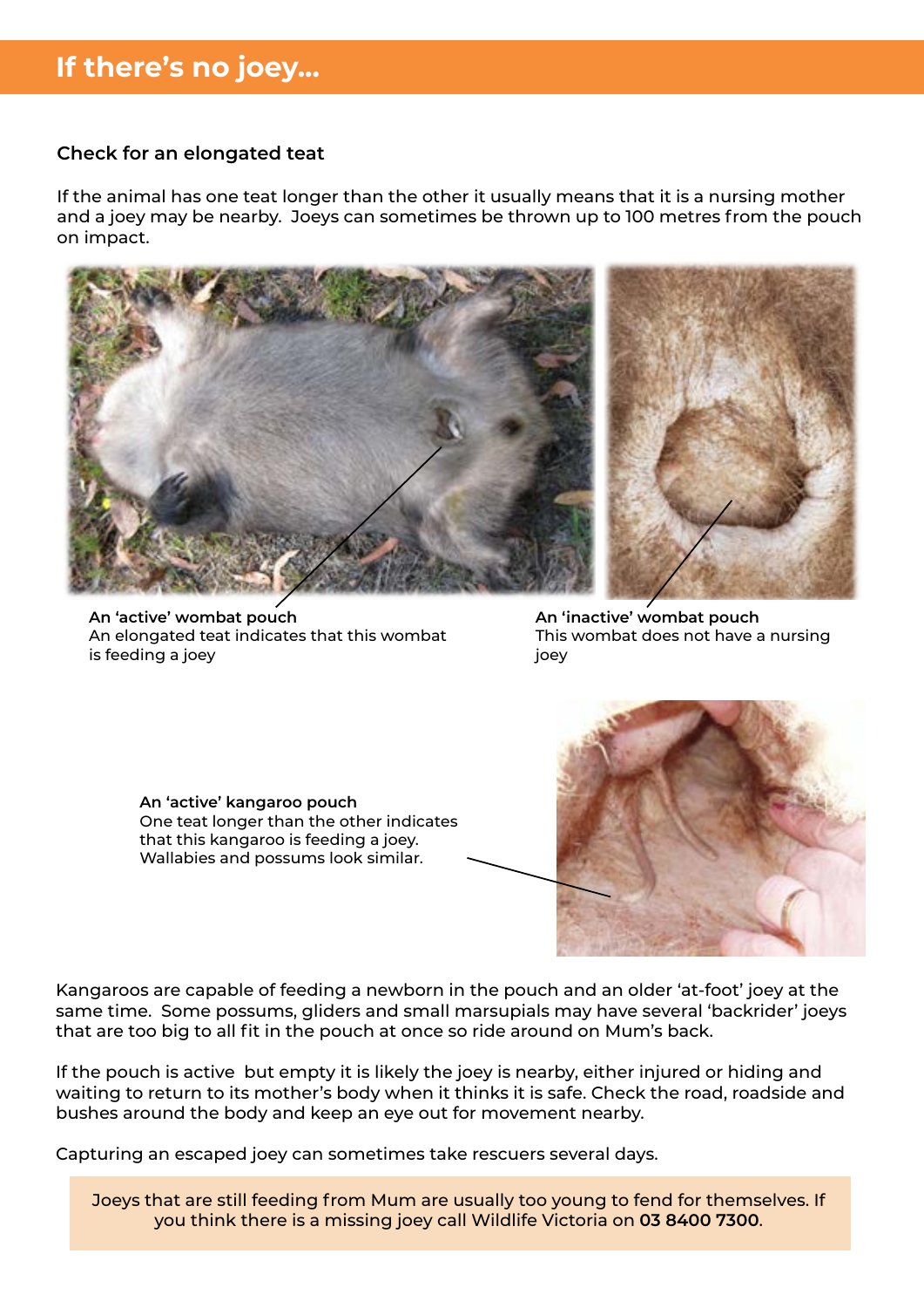# If there's no joey...

### Check for an elongated teat

If the animal has one teat longer than the other it usually means that it is a nursing mother and a joey may be nearby. Joeys can sometimes be thrown up to 100 metres from the pouch on impact.

**An 'active' wombat pouch**
An elongated teat indicates that this wombat is feeding a joey

**An 'inactive' wombat pouch**
This wombat does not have a nursing joey

**An 'active' kangaroo pouch**
One teat longer than the other indicates that this kangaroo is feeding a joey. Wallabies and possums look similar.

Kangaroos are capable of feeding a newborn in the pouch and an older 'at-foot' joey at the same time. Some possums, gliders and small marsupials may have several 'backrider' joeys that are too big to all fit in the pouch at once so ride around on Mum's back.

If the pouch is active but empty it is likely the joey is nearby, either injured or hiding and waiting to return to its mother's body when it thinks it is safe. Check the road, roadside and bushes around the body and keep an eye out for movement nearby.

Capturing an escaped joey can sometimes take rescuers several days.

Joeys that are still feeding from Mum are usually too young to fend for themselves. If you think there is a missing joey call Wildlife Victoria on **03 8400 7300**.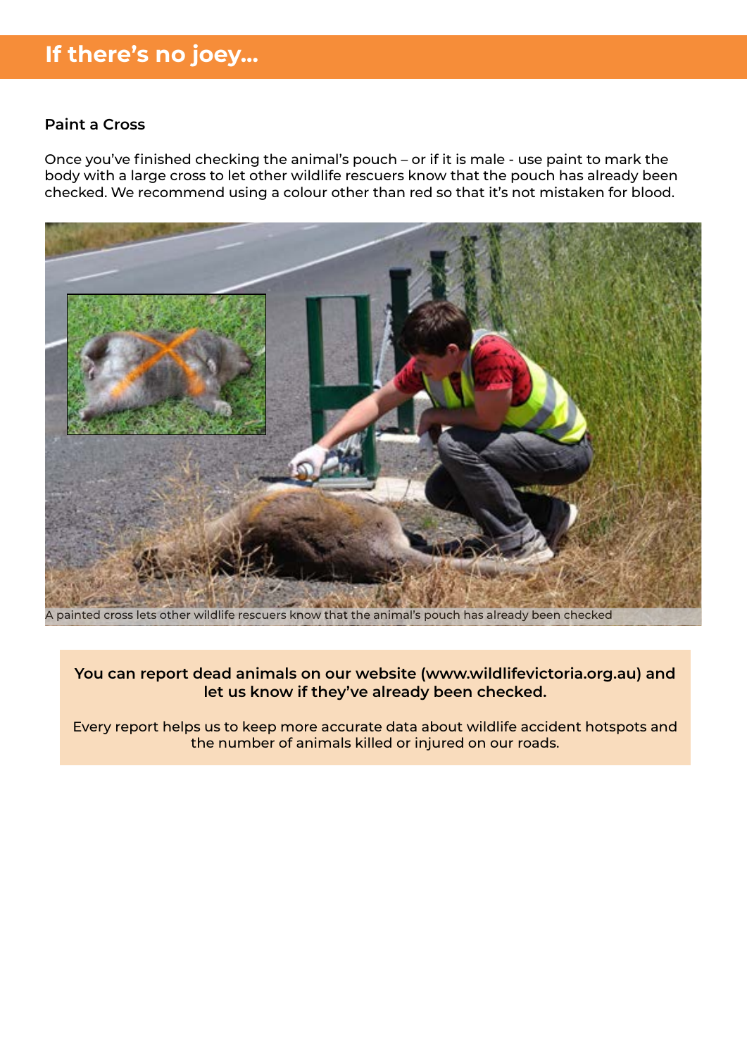# If there's no joey...

### Paint a Cross

Once you've finished checking the animal's pouch – or if it is male - use paint to mark the body with a large cross to let other wildlife rescuers know that the pouch has already been checked. We recommend using a colour other than red so that it's not mistaken for blood.

A painted cross lets other wildlife rescuers know that the animal's pouch has already been checked

**You can report dead animals on our website (www.wildlifevictoria.org.au) and let us know if they've already been checked.**

Every report helps us to keep more accurate data about wildlife accident hotspots and the number of animals killed or injured on our roads.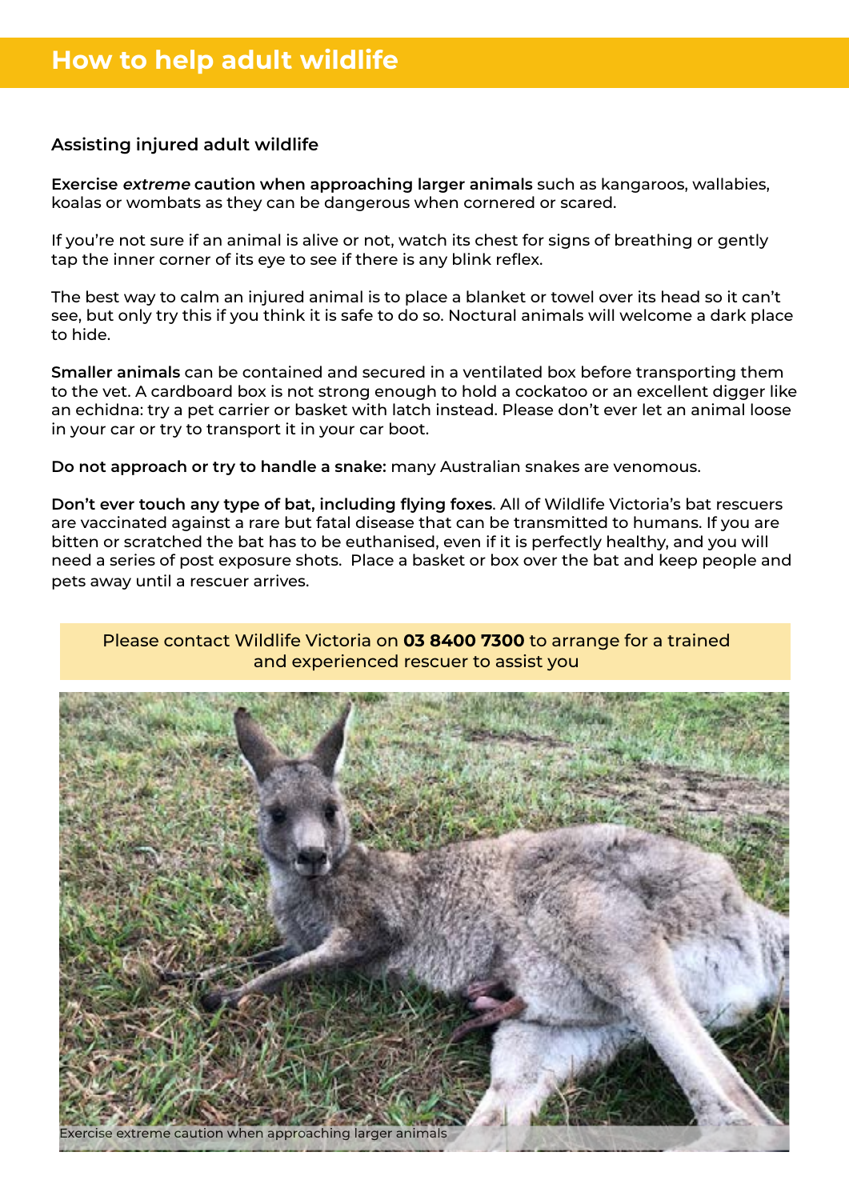# How to help adult wildlife

### Assisting injured adult wildlife

**Exercise *extreme* caution when approaching larger animals** such as kangaroos, wallabies, koalas or wombats as they can be dangerous when cornered or scared.

If you're not sure if an animal is alive or not, watch its chest for signs of breathing or gently tap the inner corner of its eye to see if there is any blink reflex.

The best way to calm an injured animal is to place a blanket or towel over its head so it can't see, but only try this if you think it is safe to do so. Noctural animals will welcome a dark place to hide.

**Smaller animals** can be contained and secured in a ventilated box before transporting them to the vet. A cardboard box is not strong enough to hold a cockatoo or an excellent digger like an echidna: try a pet carrier or basket with latch instead. Please don't ever let an animal loose in your car or try to transport it in your car boot.

**Do not approach or try to handle a snake:** many Australian snakes are venomous.

**Don't ever touch any type of bat, including flying foxes**. All of Wildlife Victoria's bat rescuers are vaccinated against a rare but fatal disease that can be transmitted to humans. If you are bitten or scratched the bat has to be euthanised, even if it is perfectly healthy, and you will need a series of post exposure shots. Place a basket or box over the bat and keep people and pets away until a rescuer arrives.

Please contact Wildlife Victoria on **03 8400 7300** to arrange for a trained and experienced rescuer to assist you

Exercise extreme caution when approaching larger animals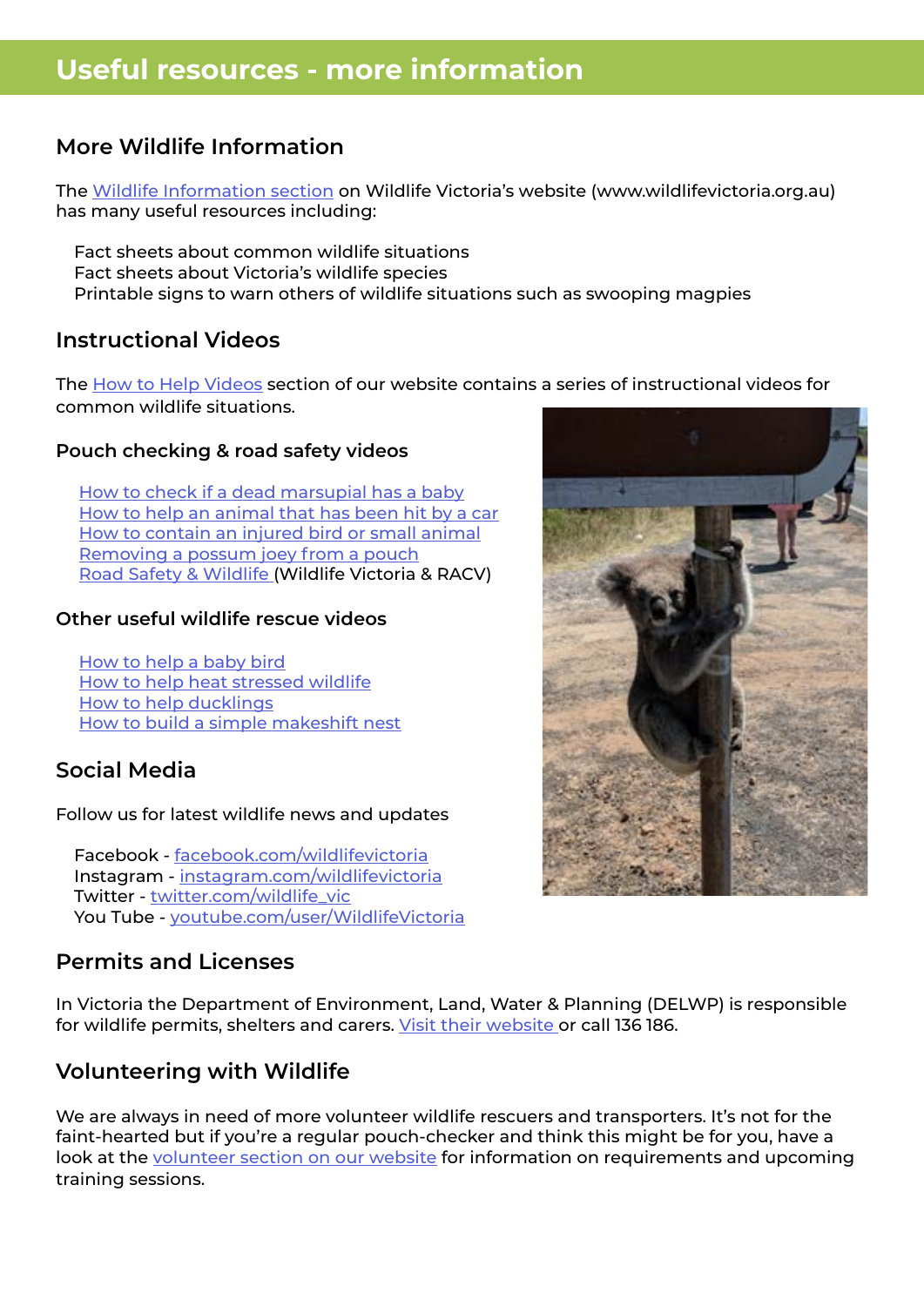# Useful resources - more information

## More Wildlife Information

The Wildlife Information section on Wildlife Victoria's website (www.wildlifevictoria.org.au) has many useful resources including:

- Fact sheets about common wildlife situations
- Fact sheets about Victoria's wildlife species
- Printable signs to warn others of wildlife situations such as swooping magpies

## Instructional Videos

The How to Help Videos section of our website contains a series of instructional videos for common wildlife situations.

### Pouch checking & road safety videos

- How to check if a dead marsupial has a baby
- How to help an animal that has been hit by a car
- How to contain an injured bird or small animal
- Removing a possum joey from a pouch
- Road Safety & Wildlife (Wildlife Victoria & RACV)

### Other useful wildlife rescue videos

- How to help a baby bird
- How to help heat stressed wildlife
- How to help ducklings
- How to build a simple makeshift nest

## Social Media

Follow us for latest wildlife news and updates

- Facebook - facebook.com/wildlifevictoria
- Instagram - instagram.com/wildlifevictoria
- Twitter - twitter.com/wildlife_vic
- You Tube - youtube.com/user/WildlifeVictoria

## Permits and Licenses

In Victoria the Department of Environment, Land, Water & Planning (DELWP) is responsible for wildlife permits, shelters and carers. Visit their website or call 136 186.

## Volunteering with Wildlife

We are always in need of more volunteer wildlife rescuers and transporters. It's not for the faint-hearted but if you're a regular pouch-checker and think this might be for you, have a look at the volunteer section on our website for information on requirements and upcoming training sessions.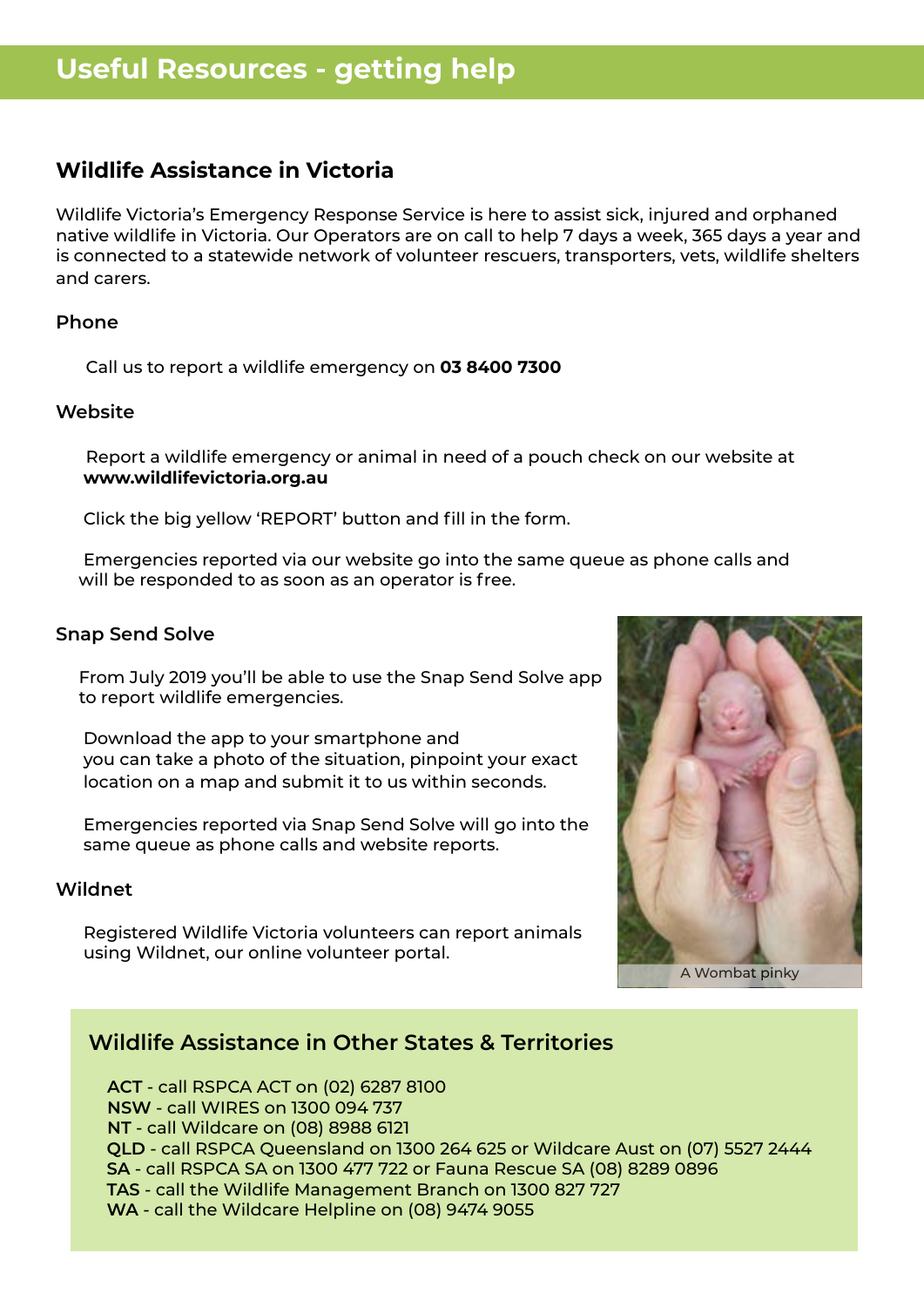# Useful Resources - getting help

## Wildlife Assistance in Victoria

Wildlife Victoria's Emergency Response Service is here to assist sick, injured and orphaned native wildlife in Victoria. Our Operators are on call to help 7 days a week, 365 days a year and is connected to a statewide network of volunteer rescuers, transporters, vets, wildlife shelters and carers.

### Phone

Call us to report a wildlife emergency on **03 8400 7300**

### Website

Report a wildlife emergency or animal in need of a pouch check on our website at **www.wildlifevictoria.org.au**

Click the big yellow 'REPORT' button and fill in the form.

Emergencies reported via our website go into the same queue as phone calls and will be responded to as soon as an operator is free.

### Snap Send Solve

From July 2019 you'll be able to use the Snap Send Solve app to report wildlife emergencies.

Download the app to your smartphone and you can take a photo of the situation, pinpoint your exact location on a map and submit it to us within seconds.

Emergencies reported via Snap Send Solve will go into the same queue as phone calls and website reports.

### Wildnet

Registered Wildlife Victoria volunteers can report animals using Wildnet, our online volunteer portal.

A Wombat pinky

## Wildlife Assistance in Other States & Territories

**ACT** - call RSPCA ACT on (02) 6287 8100
**NSW** - call WIRES on 1300 094 737
**NT** - call Wildcare on (08) 8988 6121
**QLD** - call RSPCA Queensland on 1300 264 625 or Wildcare Aust on (07) 5527 2444
**SA** - call RSPCA SA on 1300 477 722 or Fauna Rescue SA (08) 8289 0896
**TAS** - call the Wildlife Management Branch on 1300 827 727
**WA** - call the Wildcare Helpline on (08) 9474 9055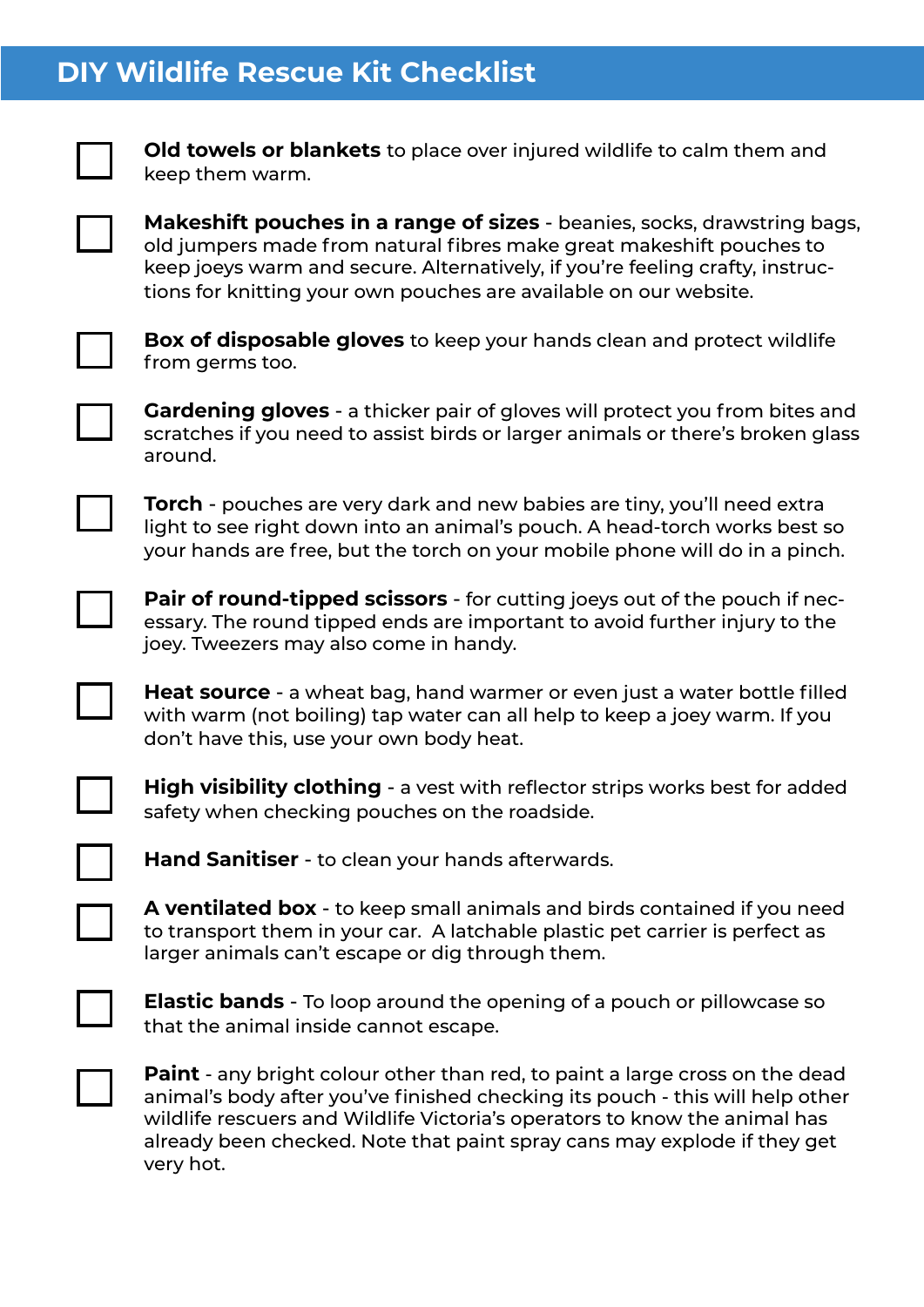# DIY Wildlife Rescue Kit Checklist

- [ ] **Old towels or blankets** to place over injured wildlife to calm them and keep them warm.
- [ ] **Makeshift pouches in a range of sizes** - beanies, socks, drawstring bags, old jumpers made from natural fibres make great makeshift pouches to keep joeys warm and secure. Alternatively, if you're feeling crafty, instructions for knitting your own pouches are available on our website.
- [ ] **Box of disposable gloves** to keep your hands clean and protect wildlife from germs too.
- [ ] **Gardening gloves** - a thicker pair of gloves will protect you from bites and scratches if you need to assist birds or larger animals or there's broken glass around.
- [ ] **Torch** - pouches are very dark and new babies are tiny, you'll need extra light to see right down into an animal's pouch. A head-torch works best so your hands are free, but the torch on your mobile phone will do in a pinch.
- [ ] **Pair of round-tipped scissors** - for cutting joeys out of the pouch if necessary. The round tipped ends are important to avoid further injury to the joey. Tweezers may also come in handy.
- [ ] **Heat source** - a wheat bag, hand warmer or even just a water bottle filled with warm (not boiling) tap water can all help to keep a joey warm. If you don't have this, use your own body heat.
- [ ] **High visibility clothing** - a vest with reflector strips works best for added safety when checking pouches on the roadside.
- [ ] **Hand Sanitiser** - to clean your hands afterwards.
- [ ] **A ventilated box** - to keep small animals and birds contained if you need to transport them in your car. A latchable plastic pet carrier is perfect as larger animals can't escape or dig through them.
- [ ] **Elastic bands** - To loop around the opening of a pouch or pillowcase so that the animal inside cannot escape.
- [ ] **Paint** - any bright colour other than red, to paint a large cross on the dead animal's body after you've finished checking its pouch - this will help other wildlife rescuers and Wildlife Victoria's operators to know the animal has already been checked. Note that paint spray cans may explode if they get very hot.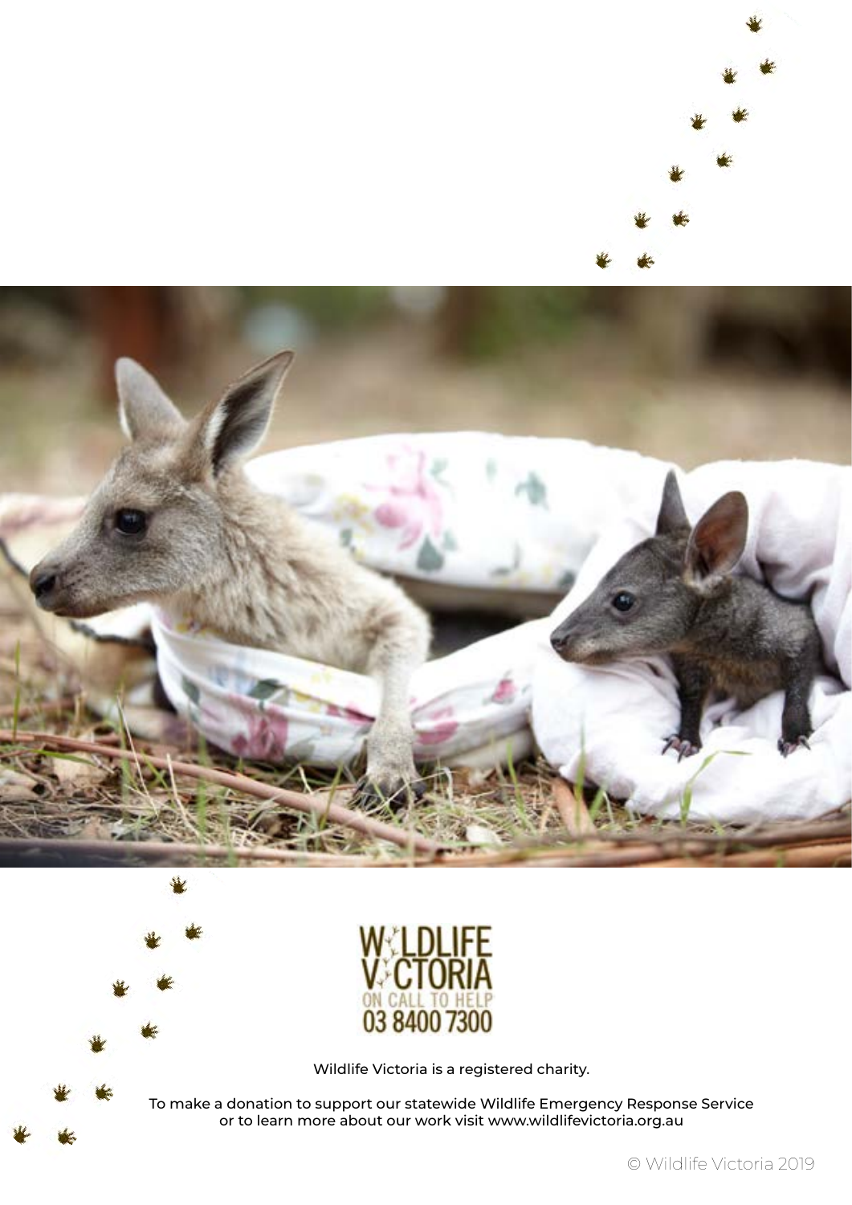WILDLIFE VICTORIA
ON CALL TO HELP
03 8400 7300

Wildlife Victoria is a registered charity.

To make a donation to support our statewide Wildlife Emergency Response Service or to learn more about our work visit www.wildlifevictoria.org.au

© Wildlife Victoria 2019